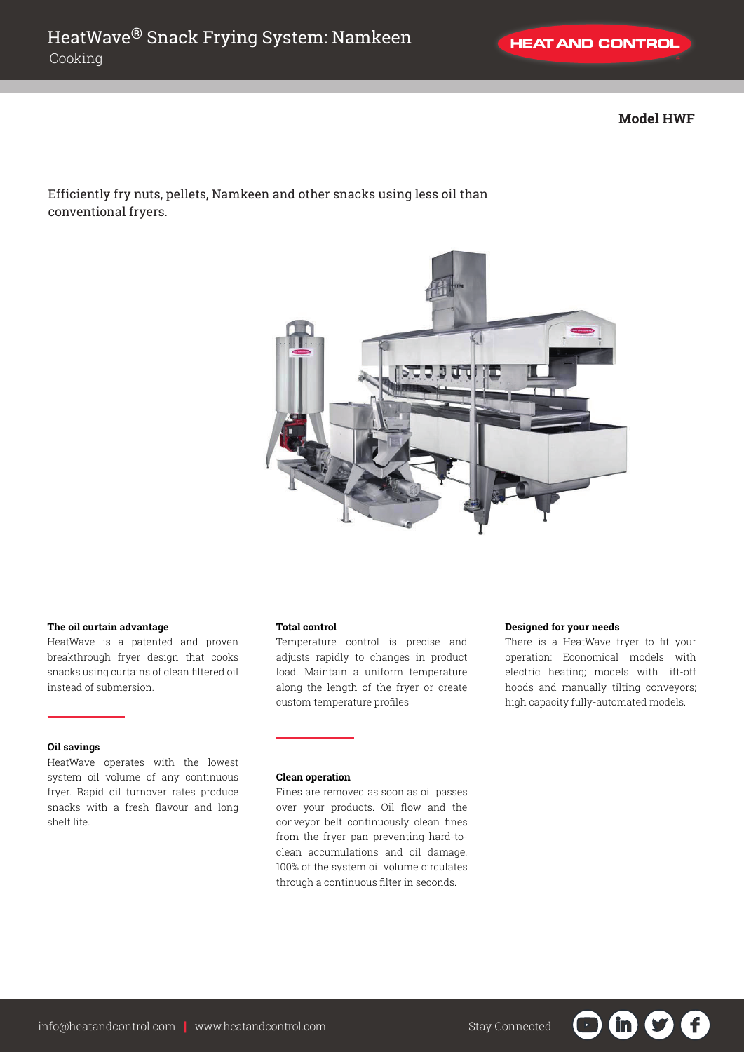# HeatWave® Snack Frying System: Namkeen

Cooking

**Model HWF**

Efficiently fry nuts, pellets, Namkeen and other snacks using less oil than conventional fryers.

**The oil curtain advantage**

HeatWave is a patented and proven breakthrough fryer design that cooks snacks using curtains of clean filtered oil instead of submersion.

**Oil savings**

HeatWave operates with the lowest system oil volume of any continuous fryer. Rapid oil turnover rates produce snacks with a fresh flavour and long shelf life.

**Total control**

Temperature control is precise and adjusts rapidly to changes in product load. Maintain a uniform temperature along the length of the fryer or create custom temperature profiles.

**Clean operation**

Fines are removed as soon as oil passes over your products. Oil flow and the conveyor belt continuously clean fines from the fryer pan preventing hard-to-clean accumulations and oil damage. 100% of the system oil volume circulates through a continuous filter in seconds.

**Designed for your needs**

There is a HeatWave fryer to fit your operation: Economical models with electric heating; models with lift-off hoods and manually tilting conveyors; high capacity fully-automated models.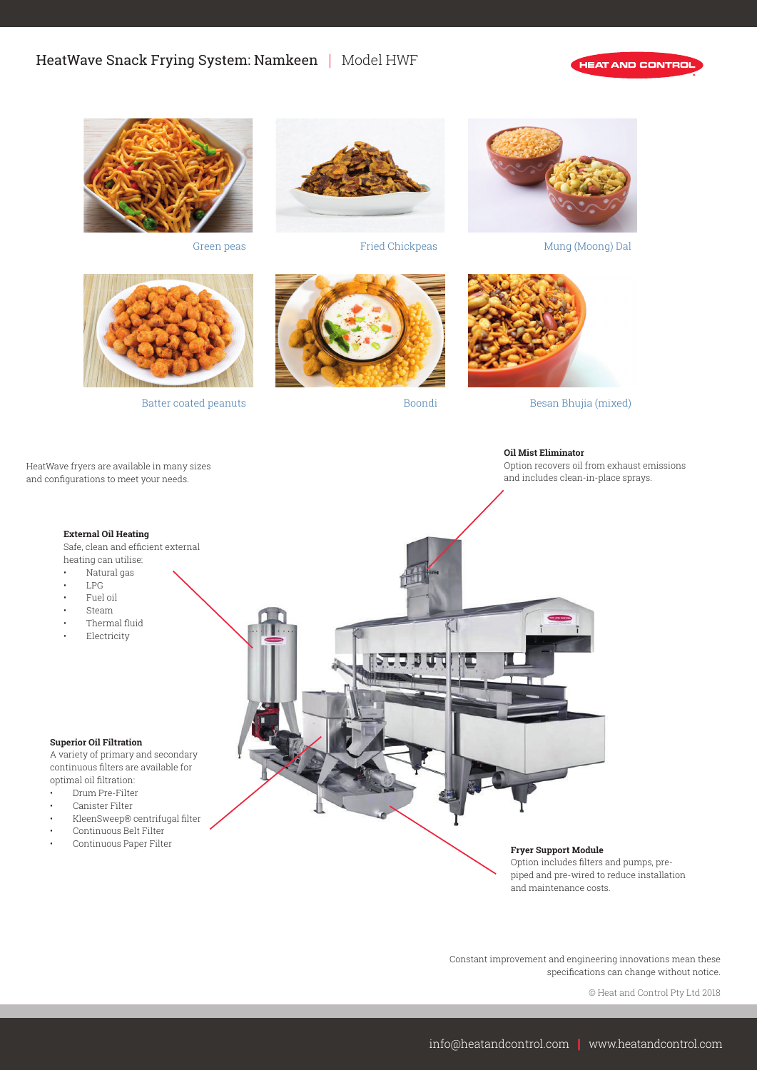# HeatWave Snack Frying System: Namkeen | Model HWF

Green peas

Fried Chickpeas

Mung (Moong) Dal

Batter coated peanuts

Boondi

Besan Bhujia (mixed)

HeatWave fryers are available in many sizes and configurations to meet your needs.

**Oil Mist Eliminator**
Option recovers oil from exhaust emissions and includes clean-in-place sprays.

**External Oil Heating**
Safe, clean and efficient external heating can utilise:

- Natural gas
- LPG
- Fuel oil
- Steam
- Thermal fluid
- Electricity

**Superior Oil Filtration**
A variety of primary and secondary continuous filters are available for optimal oil filtration:

- Drum Pre-Filter
- Canister Filter
- KleenSweep® centrifugal filter
- Continuous Belt Filter
- Continuous Paper Filter

**Fryer Support Module**
Option includes filters and pumps, pre-piped and pre-wired to reduce installation and maintenance costs.

Constant improvement and engineering innovations mean these specifications can change without notice.

© Heat and Control Pty Ltd 2018

info@heatandcontrol.com | www.heatandcontrol.com